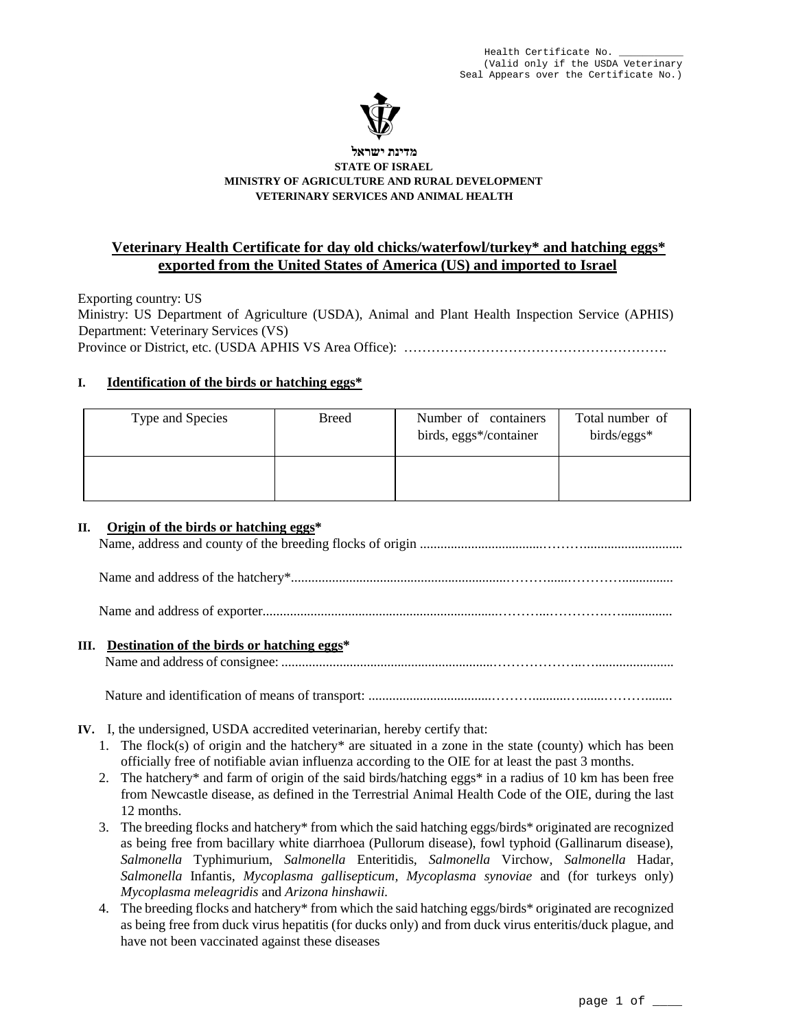Health Certificate No. __________
(Valid only if the USDA Veterinary
Seal Appears over the Certificate No.)

**מדינת ישראל**
**STATE OF ISRAEL**
**MINISTRY OF AGRICULTURE AND RURAL DEVELOPMENT**
**VETERINARY SERVICES AND ANIMAL HEALTH**

# Veterinary Health Certificate for day old chicks/waterfowl/turkey* and hatching eggs* exported from the United States of America (US) and imported to Israel

Exporting country: US
Ministry: US Department of Agriculture (USDA), Animal and Plant Health Inspection Service (APHIS)
Department: Veterinary Services (VS)
Province or District, etc. (USDA APHIS VS Area Office): ……………………………………………….

## I. Identification of the birds or hatching eggs*

| Type and Species | Breed | Number of containers birds, eggs*/container | Total number of birds/eggs* |
|---|---|---|---|
| | | | |

## II. Origin of the birds or hatching eggs*

Name, address and county of the breeding flocks of origin .................................……….............................

Name and address of the hatchery*...............................................................………......…………...............

Name and address of exporter....................................................................………...……………...............

## III. Destination of the birds or hatching eggs*

Name and address of consignee: ..............................................................………………..….......................

Nature and identification of means of transport: ...................................……….........….......………........

## IV. I, the undersigned, USDA accredited veterinarian, hereby certify that:

1. The flock(s) of origin and the hatchery* are situated in a zone in the state (county) which has been officially free of notifiable avian influenza according to the OIE for at least the past 3 months.
2. The hatchery* and farm of origin of the said birds/hatching eggs* in a radius of 10 km has been free from Newcastle disease, as defined in the Terrestrial Animal Health Code of the OIE, during the last 12 months.
3. The breeding flocks and hatchery* from which the said hatching eggs/birds* originated are recognized as being free from bacillary white diarrhoea (Pullorum disease), fowl typhoid (Gallinarum disease), *Salmonella* Typhimurium, *Salmonella* Enteritidis, *Salmonella* Virchow, *Salmonella* Hadar, *Salmonella* Infantis, *Mycoplasma gallisepticum, Mycoplasma synoviae* and (for turkeys only) *Mycoplasma meleagridis* and *Arizona hinshawii.*
4. The breeding flocks and hatchery* from which the said hatching eggs/birds* originated are recognized as being free from duck virus hepatitis (for ducks only) and from duck virus enteritis/duck plague, and have not been vaccinated against these diseases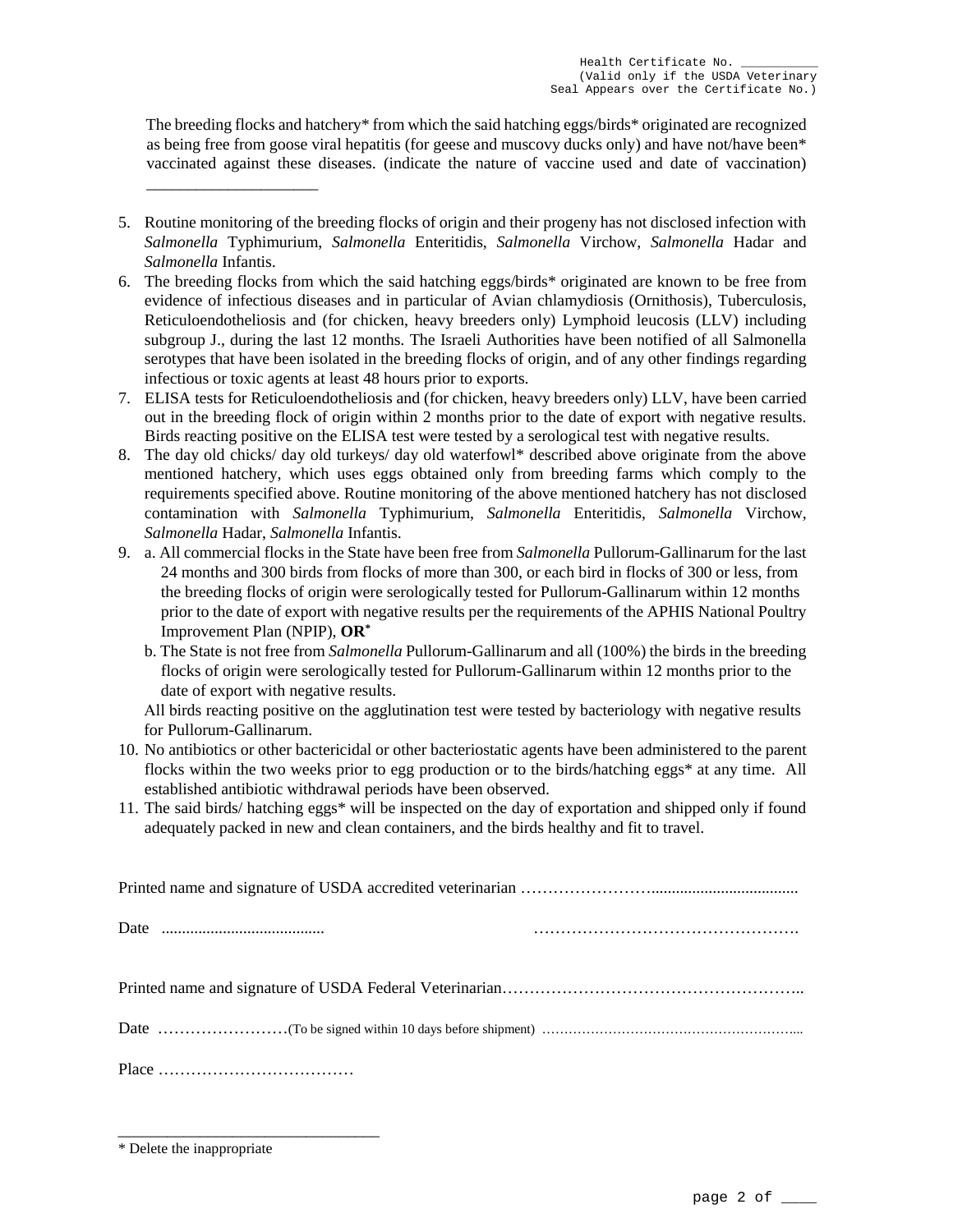Health Certificate No. __________
(Valid only if the USDA Veterinary Seal Appears over the Certificate No.)

The breeding flocks and hatchery* from which the said hatching eggs/birds* originated are recognized as being free from goose viral hepatitis (for geese and muscovy ducks only) and have not/have been* vaccinated against these diseases. (indicate the nature of vaccine used and date of vaccination) ____________________

5. Routine monitoring of the breeding flocks of origin and their progeny has not disclosed infection with *Salmonella* Typhimurium, *Salmonella* Enteritidis, *Salmonella* Virchow, *Salmonella* Hadar and *Salmonella* Infantis.
6. The breeding flocks from which the said hatching eggs/birds* originated are known to be free from evidence of infectious diseases and in particular of Avian chlamydiosis (Ornithosis), Tuberculosis, Reticuloendotheliosis and (for chicken, heavy breeders only) Lymphoid leucosis (LLV) including subgroup J., during the last 12 months. The Israeli Authorities have been notified of all Salmonella serotypes that have been isolated in the breeding flocks of origin, and of any other findings regarding infectious or toxic agents at least 48 hours prior to exports.
7. ELISA tests for Reticuloendotheliosis and (for chicken, heavy breeders only) LLV, have been carried out in the breeding flock of origin within 2 months prior to the date of export with negative results. Birds reacting positive on the ELISA test were tested by a serological test with negative results.
8. The day old chicks/ day old turkeys/ day old waterfowl* described above originate from the above mentioned hatchery, which uses eggs obtained only from breeding farms which comply to the requirements specified above. Routine monitoring of the above mentioned hatchery has not disclosed contamination with *Salmonella* Typhimurium, *Salmonella* Enteritidis, *Salmonella* Virchow, *Salmonella* Hadar, *Salmonella* Infantis.
9. a. All commercial flocks in the State have been free from *Salmonella* Pullorum-Gallinarum for the last 24 months and 300 birds from flocks of more than 300, or each bird in flocks of 300 or less, from the breeding flocks of origin were serologically tested for Pullorum-Gallinarum within 12 months prior to the date of export with negative results per the requirements of the APHIS National Poultry Improvement Plan (NPIP), **OR***

   b. The State is not free from *Salmonella* Pullorum-Gallinarum and all (100%) the birds in the breeding flocks of origin were serologically tested for Pullorum-Gallinarum within 12 months prior to the date of export with negative results.

   All birds reacting positive on the agglutination test were tested by bacteriology with negative results for Pullorum-Gallinarum.
10. No antibiotics or other bactericidal or other bacteriostatic agents have been administered to the parent flocks within the two weeks prior to egg production or to the birds/hatching eggs* at any time. All established antibiotic withdrawal periods have been observed.
11. The said birds/ hatching eggs* will be inspected on the day of exportation and shipped only if found adequately packed in new and clean containers, and the birds healthy and fit to travel.

Printed name and signature of USDA accredited veterinarian ……………………....................................

Date ........................................ ………………………………………….

Printed name and signature of USDA Federal Veterinarian……………………………………………..

Date ……………………(To be signed within 10 days before shipment) …………………………………………………...

Place ………………………………

* Delete the inappropriate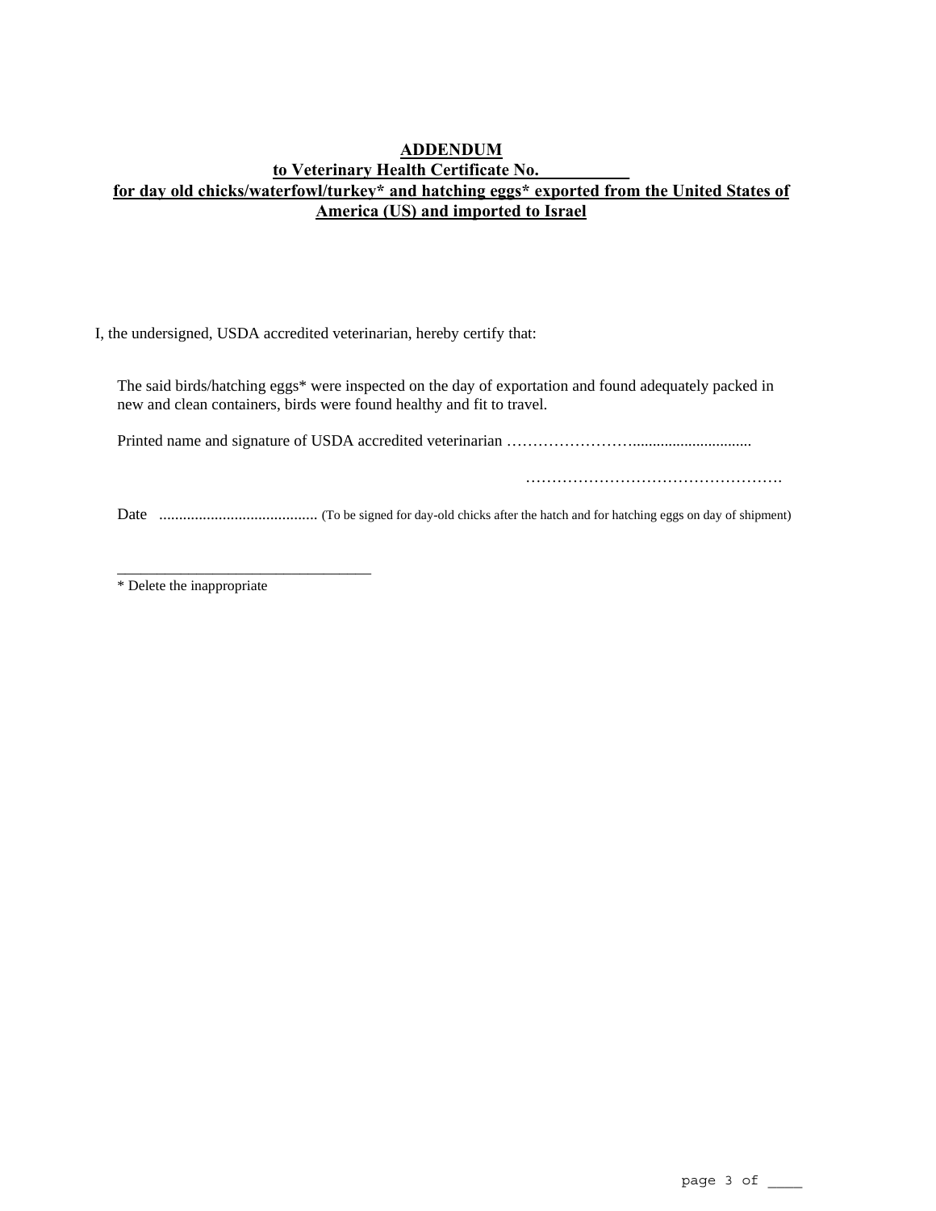# ADDENDUM

## to Veterinary Health Certificate No. ___________

## for day old chicks/waterfowl/turkey* and hatching eggs* exported from the United States of America (US) and imported to Israel

I, the undersigned, USDA accredited veterinarian, hereby certify that:

The said birds/hatching eggs* were inspected on the day of exportation and found adequately packed in new and clean containers, birds were found healthy and fit to travel.

Printed name and signature of USDA accredited veterinarian ……………………..............................

……………………………………………

Date ........................................ (To be signed for day-old chicks after the hatch and for hatching eggs on day of shipment)

---

* Delete the inappropriate